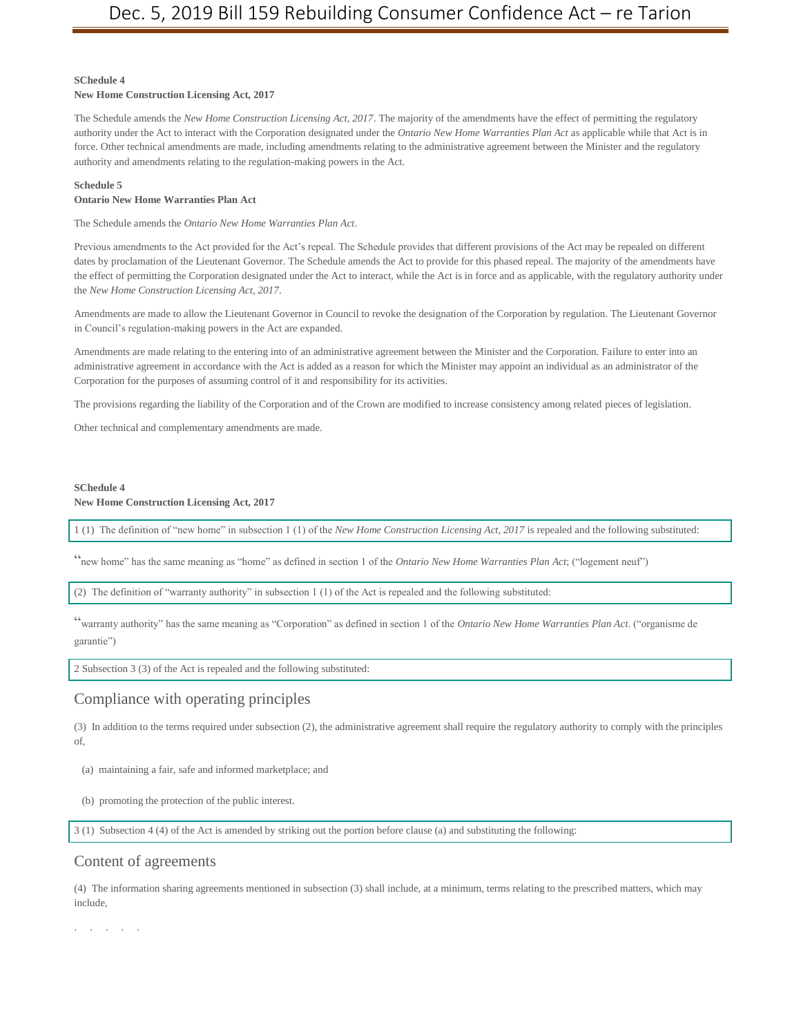# Dec. 5, 2019 Bill 159 Rebuilding Consumer Confidence Act – re Tarion

**SChedule 4**
**New Home Construction Licensing Act, 2017**

The Schedule amends the *New Home Construction Licensing Act, 2017*. The majority of the amendments have the effect of permitting the regulatory authority under the Act to interact with the Corporation designated under the *Ontario New Home Warranties Plan Act* as applicable while that Act is in force. Other technical amendments are made, including amendments relating to the administrative agreement between the Minister and the regulatory authority and amendments relating to the regulation-making powers in the Act.

**Schedule 5**
**Ontario New Home Warranties Plan Act**

The Schedule amends the *Ontario New Home Warranties Plan Act*.

Previous amendments to the Act provided for the Act's repeal. The Schedule provides that different provisions of the Act may be repealed on different dates by proclamation of the Lieutenant Governor. The Schedule amends the Act to provide for this phased repeal. The majority of the amendments have the effect of permitting the Corporation designated under the Act to interact, while the Act is in force and as applicable, with the regulatory authority under the *New Home Construction Licensing Act, 2017*.

Amendments are made to allow the Lieutenant Governor in Council to revoke the designation of the Corporation by regulation. The Lieutenant Governor in Council's regulation-making powers in the Act are expanded.

Amendments are made relating to the entering into of an administrative agreement between the Minister and the Corporation. Failure to enter into an administrative agreement in accordance with the Act is added as a reason for which the Minister may appoint an individual as an administrator of the Corporation for the purposes of assuming control of it and responsibility for its activities.

The provisions regarding the liability of the Corporation and of the Crown are modified to increase consistency among related pieces of legislation.

Other technical and complementary amendments are made.

**SChedule 4**
**New Home Construction Licensing Act, 2017**

1 (1) The definition of "new home" in subsection 1 (1) of the *New Home Construction Licensing Act, 2017* is repealed and the following substituted:

"new home" has the same meaning as "home" as defined in section 1 of the *Ontario New Home Warranties Plan Act*; ("logement neuf")

(2) The definition of "warranty authority" in subsection 1 (1) of the Act is repealed and the following substituted:

"warranty authority" has the same meaning as "Corporation" as defined in section 1 of the *Ontario New Home Warranties Plan Act*. ("organisme de garantie")

2 Subsection 3 (3) of the Act is repealed and the following substituted:

## Compliance with operating principles

(3) In addition to the terms required under subsection (2), the administrative agreement shall require the regulatory authority to comply with the principles of,

(a) maintaining a fair, safe and informed marketplace; and

(b) promoting the protection of the public interest.

3 (1) Subsection 4 (4) of the Act is amended by striking out the portion before clause (a) and substituting the following:

## Content of agreements

(4) The information sharing agreements mentioned in subsection (3) shall include, at a minimum, terms relating to the prescribed matters, which may include,

. . . . .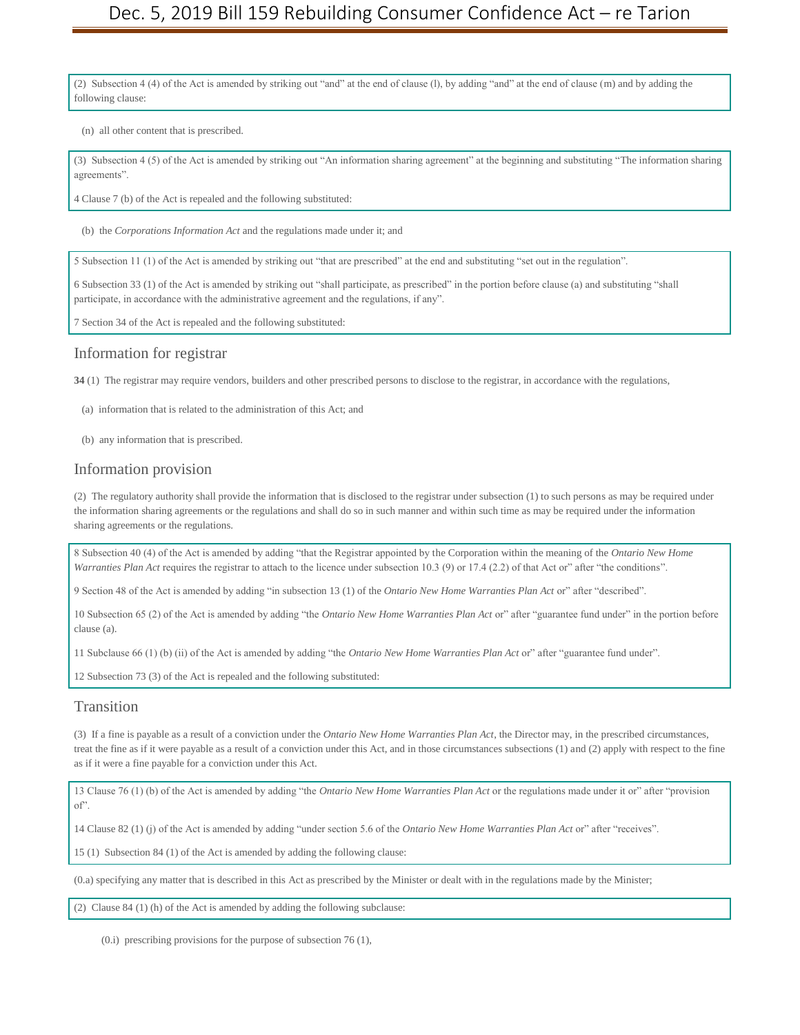(2) Subsection 4 (4) of the Act is amended by striking out "and" at the end of clause (l), by adding "and" at the end of clause (m) and by adding the following clause:

(n) all other content that is prescribed.

(3) Subsection 4 (5) of the Act is amended by striking out "An information sharing agreement" at the beginning and substituting "The information sharing agreements".

4 Clause 7 (b) of the Act is repealed and the following substituted:

(b) the *Corporations Information Act* and the regulations made under it; and

5 Subsection 11 (1) of the Act is amended by striking out "that are prescribed" at the end and substituting "set out in the regulation".

6 Subsection 33 (1) of the Act is amended by striking out "shall participate, as prescribed" in the portion before clause (a) and substituting "shall participate, in accordance with the administrative agreement and the regulations, if any".

7 Section 34 of the Act is repealed and the following substituted:

## Information for registrar

**34** (1) The registrar may require vendors, builders and other prescribed persons to disclose to the registrar, in accordance with the regulations,

(a) information that is related to the administration of this Act; and

(b) any information that is prescribed.

## Information provision

(2) The regulatory authority shall provide the information that is disclosed to the registrar under subsection (1) to such persons as may be required under the information sharing agreements or the regulations and shall do so in such manner and within such time as may be required under the information sharing agreements or the regulations.

8 Subsection 40 (4) of the Act is amended by adding "that the Registrar appointed by the Corporation within the meaning of the *Ontario New Home Warranties Plan Act* requires the registrar to attach to the licence under subsection 10.3 (9) or 17.4 (2.2) of that Act or" after "the conditions".

9 Section 48 of the Act is amended by adding "in subsection 13 (1) of the *Ontario New Home Warranties Plan Act* or" after "described".

10 Subsection 65 (2) of the Act is amended by adding "the *Ontario New Home Warranties Plan Act* or" after "guarantee fund under" in the portion before clause (a).

11 Subclause 66 (1) (b) (ii) of the Act is amended by adding "the *Ontario New Home Warranties Plan Act* or" after "guarantee fund under".

12 Subsection 73 (3) of the Act is repealed and the following substituted:

## Transition

(3) If a fine is payable as a result of a conviction under the *Ontario New Home Warranties Plan Act*, the Director may, in the prescribed circumstances, treat the fine as if it were payable as a result of a conviction under this Act, and in those circumstances subsections (1) and (2) apply with respect to the fine as if it were a fine payable for a conviction under this Act.

13 Clause 76 (1) (b) of the Act is amended by adding "the *Ontario New Home Warranties Plan Act* or the regulations made under it or" after "provision of".

14 Clause 82 (1) (j) of the Act is amended by adding "under section 5.6 of the *Ontario New Home Warranties Plan Act* or" after "receives".

15 (1) Subsection 84 (1) of the Act is amended by adding the following clause:

(0.a) specifying any matter that is described in this Act as prescribed by the Minister or dealt with in the regulations made by the Minister;

(2) Clause 84 (1) (h) of the Act is amended by adding the following subclause:

(0.i) prescribing provisions for the purpose of subsection 76 (1),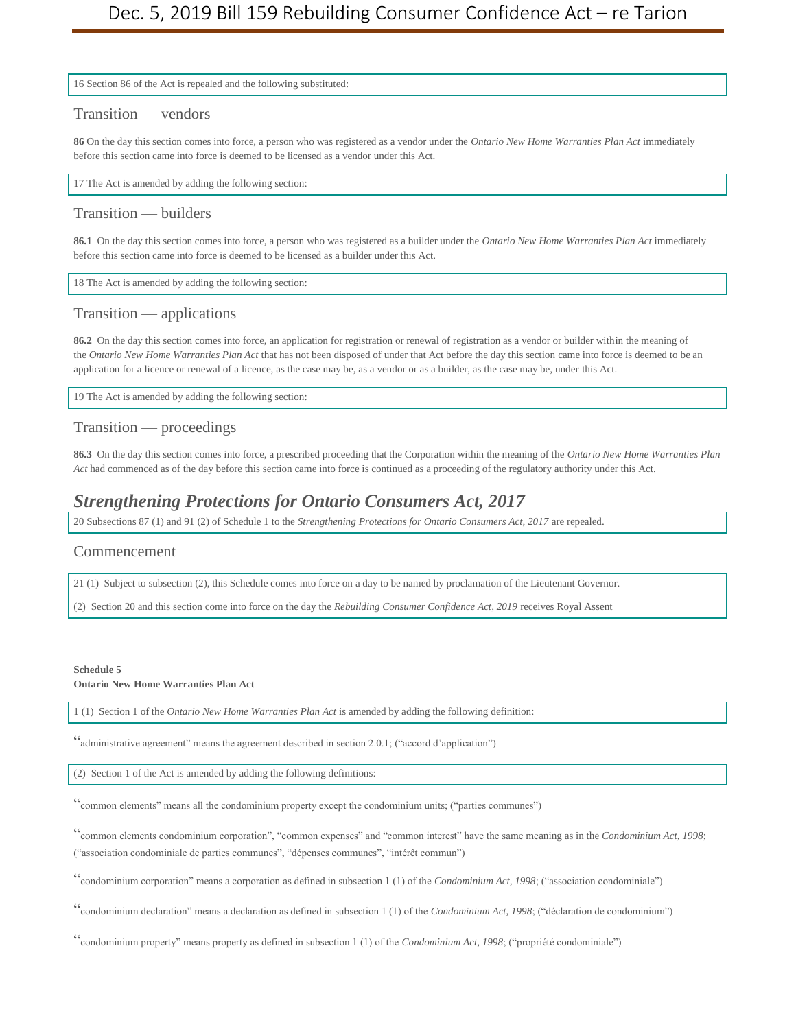16 Section 86 of the Act is repealed and the following substituted:

### Transition — vendors

**86** On the day this section comes into force, a person who was registered as a vendor under the *Ontario New Home Warranties Plan Act* immediately before this section came into force is deemed to be licensed as a vendor under this Act.

17 The Act is amended by adding the following section:

### Transition — builders

**86.1** On the day this section comes into force, a person who was registered as a builder under the *Ontario New Home Warranties Plan Act* immediately before this section came into force is deemed to be licensed as a builder under this Act.

18 The Act is amended by adding the following section:

### Transition — applications

**86.2** On the day this section comes into force, an application for registration or renewal of registration as a vendor or builder within the meaning of the *Ontario New Home Warranties Plan Act* that has not been disposed of under that Act before the day this section came into force is deemed to be an application for a licence or renewal of a licence, as the case may be, as a vendor or as a builder, as the case may be, under this Act.

19 The Act is amended by adding the following section:

### Transition — proceedings

**86.3** On the day this section comes into force, a prescribed proceeding that the Corporation within the meaning of the *Ontario New Home Warranties Plan Act* had commenced as of the day before this section came into force is continued as a proceeding of the regulatory authority under this Act.

## *Strengthening Protections for Ontario Consumers Act, 2017*

20 Subsections 87 (1) and 91 (2) of Schedule 1 to the *Strengthening Protections for Ontario Consumers Act, 2017* are repealed.

### Commencement

21 (1) Subject to subsection (2), this Schedule comes into force on a day to be named by proclamation of the Lieutenant Governor.

(2) Section 20 and this section come into force on the day the *Rebuilding Consumer Confidence Act, 2019* receives Royal Assent

**Schedule 5**
**Ontario New Home Warranties Plan Act**

1 (1) Section 1 of the *Ontario New Home Warranties Plan Act* is amended by adding the following definition:

"administrative agreement" means the agreement described in section 2.0.1; ("accord d'application")

(2) Section 1 of the Act is amended by adding the following definitions:

"common elements" means all the condominium property except the condominium units; ("parties communes")

"common elements condominium corporation", "common expenses" and "common interest" have the same meaning as in the *Condominium Act, 1998*; ("association condominiale de parties communes", "dépenses communes", "intérêt commun")

"condominium corporation" means a corporation as defined in subsection 1 (1) of the *Condominium Act, 1998*; ("association condominiale")

"condominium declaration" means a declaration as defined in subsection 1 (1) of the *Condominium Act, 1998*; ("déclaration de condominium")

"condominium property" means property as defined in subsection 1 (1) of the *Condominium Act, 1998*; ("propriété condominiale")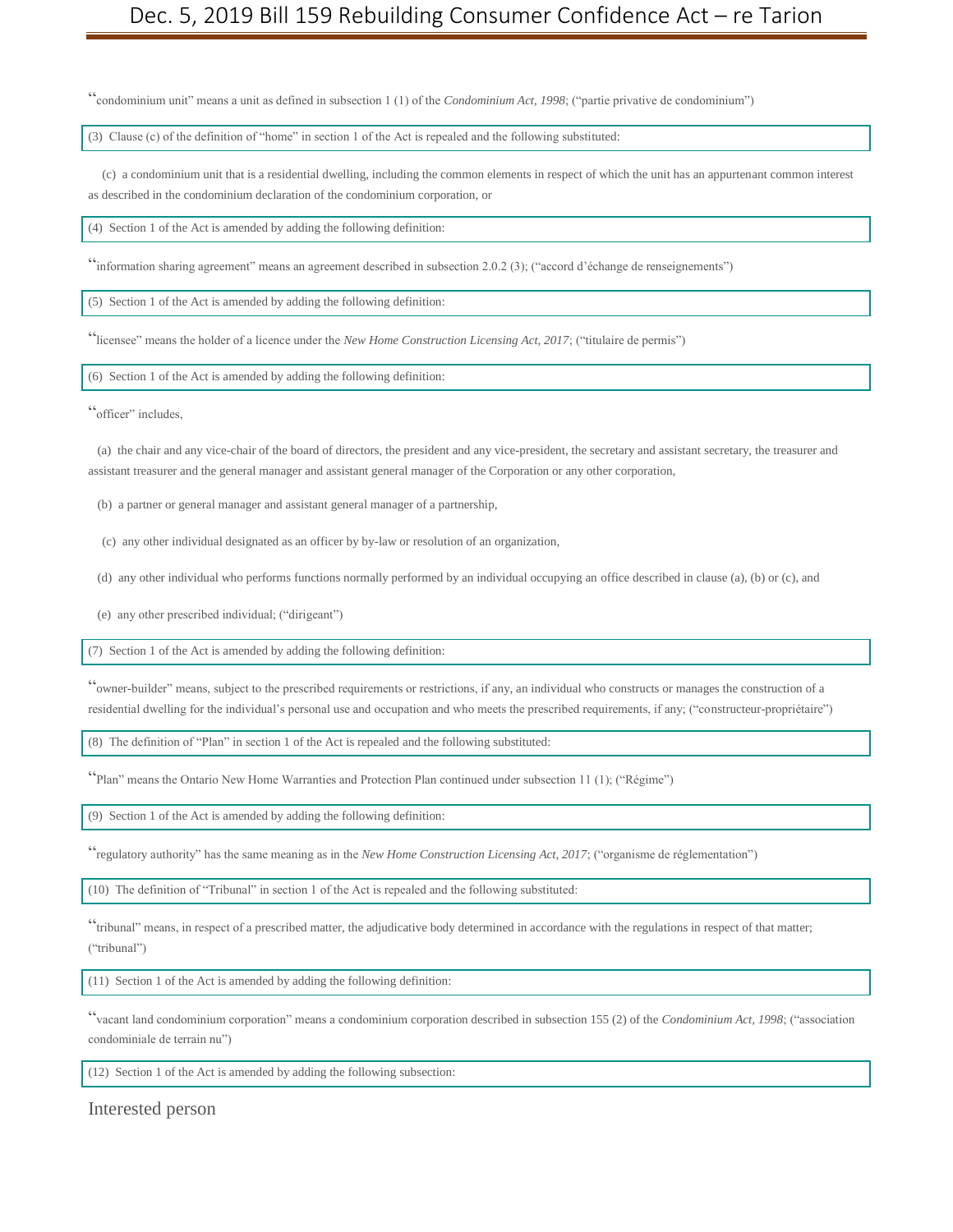"condominium unit" means a unit as defined in subsection 1 (1) of the *Condominium Act, 1998*; ("partie privative de condominium")

(3) Clause (c) of the definition of "home" in section 1 of the Act is repealed and the following substituted:

(c) a condominium unit that is a residential dwelling, including the common elements in respect of which the unit has an appurtenant common interest as described in the condominium declaration of the condominium corporation, or

(4) Section 1 of the Act is amended by adding the following definition:

"information sharing agreement" means an agreement described in subsection 2.0.2 (3); ("accord d'échange de renseignements")

(5) Section 1 of the Act is amended by adding the following definition:

"licensee" means the holder of a licence under the *New Home Construction Licensing Act, 2017*; ("titulaire de permis")

(6) Section 1 of the Act is amended by adding the following definition:

"officer" includes,

(a) the chair and any vice-chair of the board of directors, the president and any vice-president, the secretary and assistant secretary, the treasurer and assistant treasurer and the general manager and assistant general manager of the Corporation or any other corporation,

(b) a partner or general manager and assistant general manager of a partnership,

(c) any other individual designated as an officer by by-law or resolution of an organization,

(d) any other individual who performs functions normally performed by an individual occupying an office described in clause (a), (b) or (c), and

(e) any other prescribed individual; ("dirigeant")

(7) Section 1 of the Act is amended by adding the following definition:

"owner-builder" means, subject to the prescribed requirements or restrictions, if any, an individual who constructs or manages the construction of a residential dwelling for the individual's personal use and occupation and who meets the prescribed requirements, if any; ("constructeur-propriétaire")

(8) The definition of "Plan" in section 1 of the Act is repealed and the following substituted:

"Plan" means the Ontario New Home Warranties and Protection Plan continued under subsection 11 (1); ("Régime")

(9) Section 1 of the Act is amended by adding the following definition:

"regulatory authority" has the same meaning as in the *New Home Construction Licensing Act, 2017*; ("organisme de réglementation")

(10) The definition of "Tribunal" in section 1 of the Act is repealed and the following substituted:

"tribunal" means, in respect of a prescribed matter, the adjudicative body determined in accordance with the regulations in respect of that matter; ("tribunal")

(11) Section 1 of the Act is amended by adding the following definition:

"vacant land condominium corporation" means a condominium corporation described in subsection 155 (2) of the *Condominium Act, 1998*; ("association condominiale de terrain nu")

(12) Section 1 of the Act is amended by adding the following subsection:

## Interested person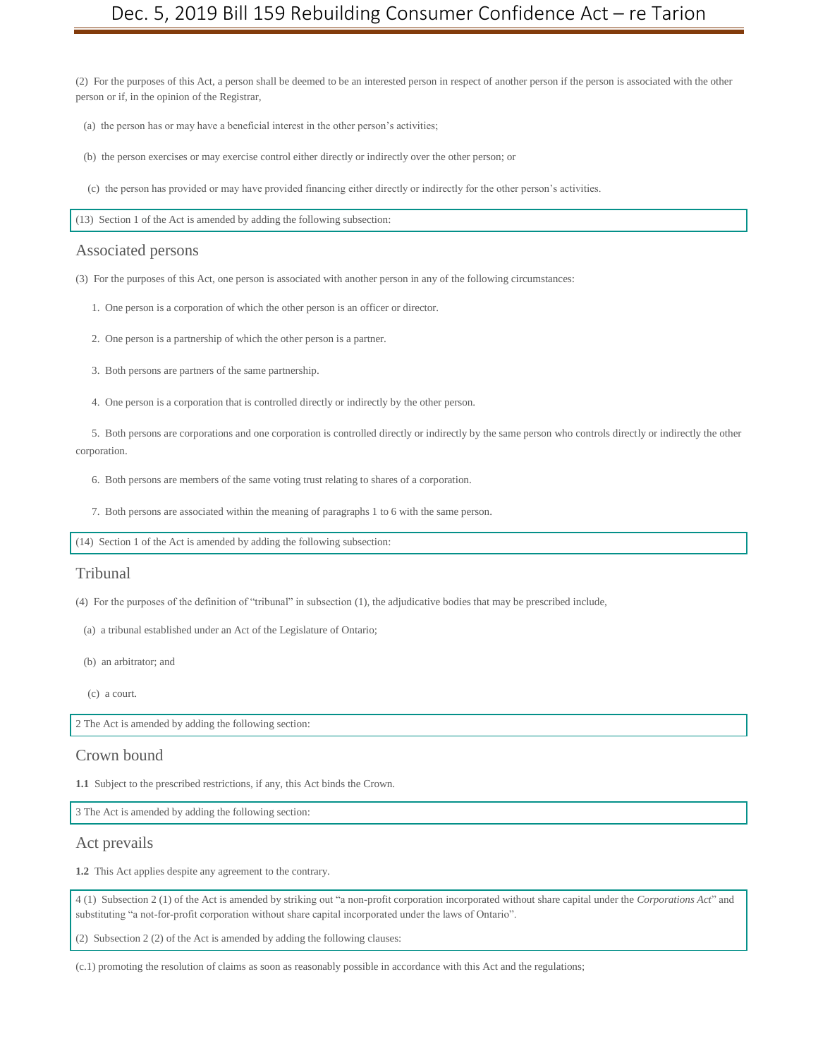(2) For the purposes of this Act, a person shall be deemed to be an interested person in respect of another person if the person is associated with the other person or if, in the opinion of the Registrar,

(a) the person has or may have a beneficial interest in the other person's activities;

(b) the person exercises or may exercise control either directly or indirectly over the other person; or

(c) the person has provided or may have provided financing either directly or indirectly for the other person's activities.

(13) Section 1 of the Act is amended by adding the following subsection:

## Associated persons

(3) For the purposes of this Act, one person is associated with another person in any of the following circumstances:

1. One person is a corporation of which the other person is an officer or director.
2. One person is a partnership of which the other person is a partner.
3. Both persons are partners of the same partnership.
4. One person is a corporation that is controlled directly or indirectly by the other person.
5. Both persons are corporations and one corporation is controlled directly or indirectly by the same person who controls directly or indirectly the other corporation.
6. Both persons are members of the same voting trust relating to shares of a corporation.
7. Both persons are associated within the meaning of paragraphs 1 to 6 with the same person.

(14) Section 1 of the Act is amended by adding the following subsection:

## Tribunal

(4) For the purposes of the definition of "tribunal" in subsection (1), the adjudicative bodies that may be prescribed include,

(a) a tribunal established under an Act of the Legislature of Ontario;

(b) an arbitrator; and

(c) a court.

2 The Act is amended by adding the following section:

## Crown bound

**1.1** Subject to the prescribed restrictions, if any, this Act binds the Crown.

3 The Act is amended by adding the following section:

## Act prevails

**1.2** This Act applies despite any agreement to the contrary.

4 (1) Subsection 2 (1) of the Act is amended by striking out "a non-profit corporation incorporated without share capital under the *Corporations Act*" and substituting "a not-for-profit corporation without share capital incorporated under the laws of Ontario".

(2) Subsection 2 (2) of the Act is amended by adding the following clauses:

(c.1) promoting the resolution of claims as soon as reasonably possible in accordance with this Act and the regulations;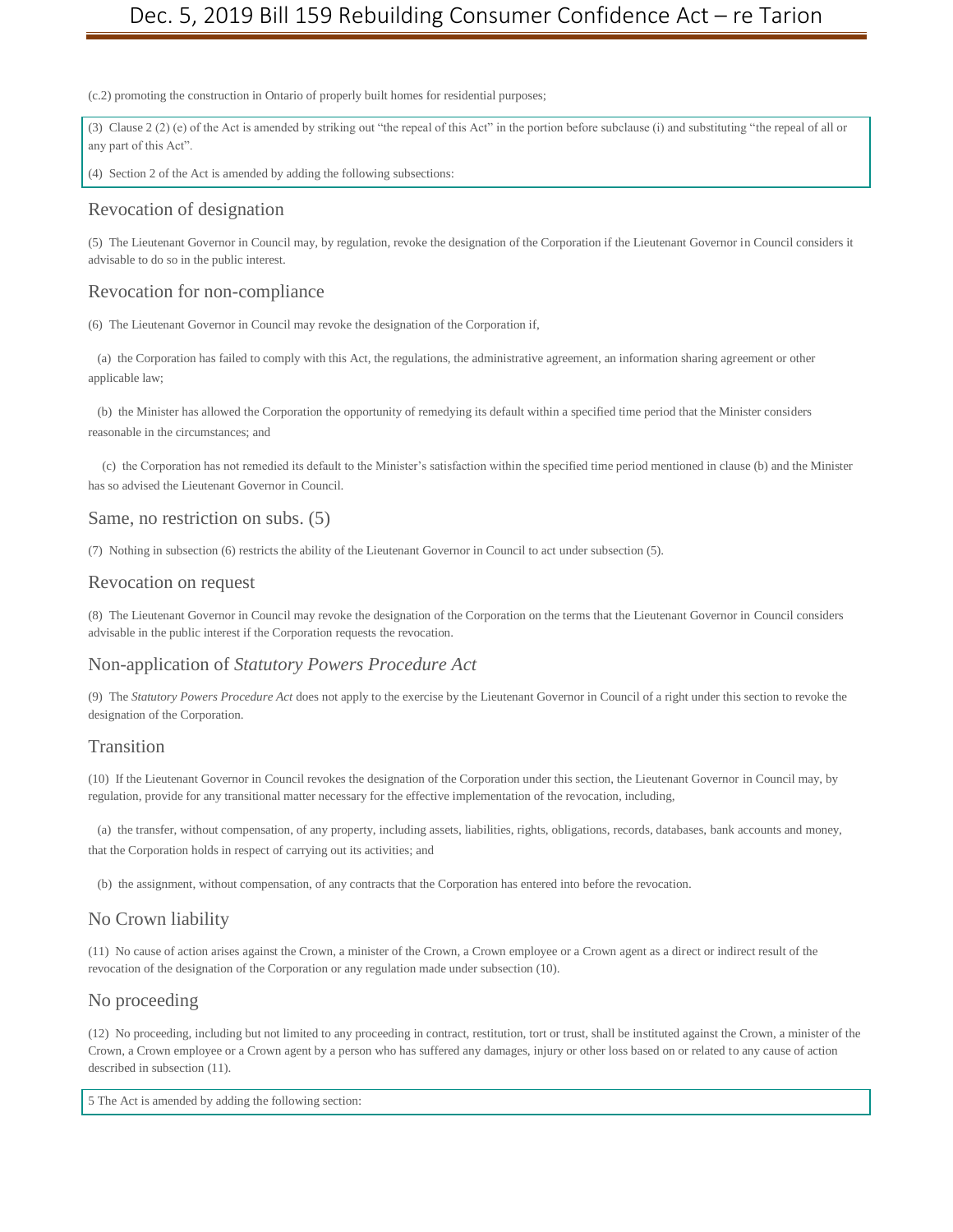(c.2) promoting the construction in Ontario of properly built homes for residential purposes;

(3) Clause 2 (2) (e) of the Act is amended by striking out "the repeal of this Act" in the portion before subclause (i) and substituting "the repeal of all or any part of this Act".

(4) Section 2 of the Act is amended by adding the following subsections:

## Revocation of designation

(5) The Lieutenant Governor in Council may, by regulation, revoke the designation of the Corporation if the Lieutenant Governor in Council considers it advisable to do so in the public interest.

## Revocation for non-compliance

(6) The Lieutenant Governor in Council may revoke the designation of the Corporation if,

(a) the Corporation has failed to comply with this Act, the regulations, the administrative agreement, an information sharing agreement or other applicable law;

(b) the Minister has allowed the Corporation the opportunity of remedying its default within a specified time period that the Minister considers reasonable in the circumstances; and

(c) the Corporation has not remedied its default to the Minister's satisfaction within the specified time period mentioned in clause (b) and the Minister has so advised the Lieutenant Governor in Council.

## Same, no restriction on subs. (5)

(7) Nothing in subsection (6) restricts the ability of the Lieutenant Governor in Council to act under subsection (5).

## Revocation on request

(8) The Lieutenant Governor in Council may revoke the designation of the Corporation on the terms that the Lieutenant Governor in Council considers advisable in the public interest if the Corporation requests the revocation.

## Non-application of *Statutory Powers Procedure Act*

(9) The *Statutory Powers Procedure Act* does not apply to the exercise by the Lieutenant Governor in Council of a right under this section to revoke the designation of the Corporation.

## Transition

(10) If the Lieutenant Governor in Council revokes the designation of the Corporation under this section, the Lieutenant Governor in Council may, by regulation, provide for any transitional matter necessary for the effective implementation of the revocation, including,

(a) the transfer, without compensation, of any property, including assets, liabilities, rights, obligations, records, databases, bank accounts and money, that the Corporation holds in respect of carrying out its activities; and

(b) the assignment, without compensation, of any contracts that the Corporation has entered into before the revocation.

## No Crown liability

(11) No cause of action arises against the Crown, a minister of the Crown, a Crown employee or a Crown agent as a direct or indirect result of the revocation of the designation of the Corporation or any regulation made under subsection (10).

## No proceeding

(12) No proceeding, including but not limited to any proceeding in contract, restitution, tort or trust, shall be instituted against the Crown, a minister of the Crown, a Crown employee or a Crown agent by a person who has suffered any damages, injury or other loss based on or related to any cause of action described in subsection (11).

5 The Act is amended by adding the following section: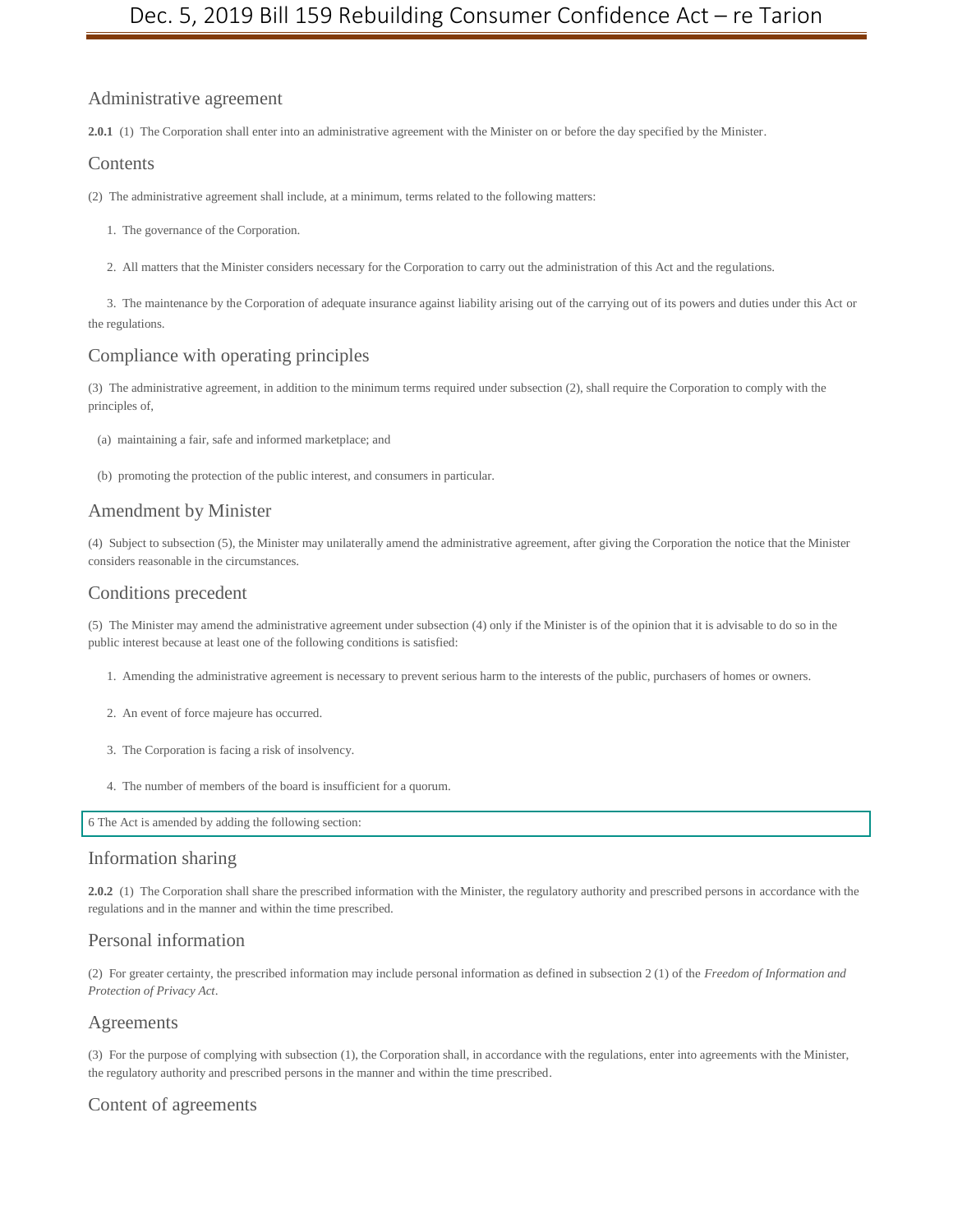## Administrative agreement

**2.0.1** (1) The Corporation shall enter into an administrative agreement with the Minister on or before the day specified by the Minister.

## Contents

(2) The administrative agreement shall include, at a minimum, terms related to the following matters:

1. The governance of the Corporation.

2. All matters that the Minister considers necessary for the Corporation to carry out the administration of this Act and the regulations.

3. The maintenance by the Corporation of adequate insurance against liability arising out of the carrying out of its powers and duties under this Act or the regulations.

## Compliance with operating principles

(3) The administrative agreement, in addition to the minimum terms required under subsection (2), shall require the Corporation to comply with the principles of,

(a) maintaining a fair, safe and informed marketplace; and

(b) promoting the protection of the public interest, and consumers in particular.

## Amendment by Minister

(4) Subject to subsection (5), the Minister may unilaterally amend the administrative agreement, after giving the Corporation the notice that the Minister considers reasonable in the circumstances.

## Conditions precedent

(5) The Minister may amend the administrative agreement under subsection (4) only if the Minister is of the opinion that it is advisable to do so in the public interest because at least one of the following conditions is satisfied:

1. Amending the administrative agreement is necessary to prevent serious harm to the interests of the public, purchasers of homes or owners.

2. An event of force majeure has occurred.

3. The Corporation is facing a risk of insolvency.

4. The number of members of the board is insufficient for a quorum.

6 The Act is amended by adding the following section:

## Information sharing

**2.0.2** (1) The Corporation shall share the prescribed information with the Minister, the regulatory authority and prescribed persons in accordance with the regulations and in the manner and within the time prescribed.

## Personal information

(2) For greater certainty, the prescribed information may include personal information as defined in subsection 2 (1) of the *Freedom of Information and Protection of Privacy Act*.

## Agreements

(3) For the purpose of complying with subsection (1), the Corporation shall, in accordance with the regulations, enter into agreements with the Minister, the regulatory authority and prescribed persons in the manner and within the time prescribed.

## Content of agreements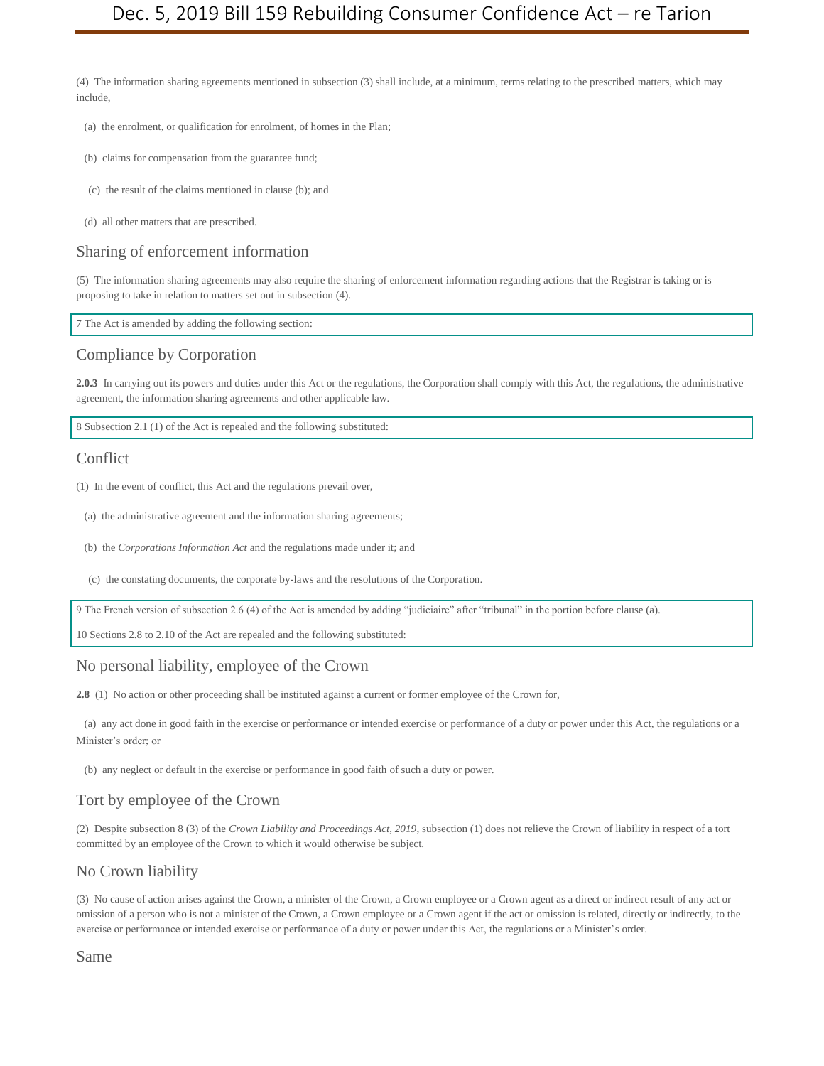(4) The information sharing agreements mentioned in subsection (3) shall include, at a minimum, terms relating to the prescribed matters, which may include,

(a) the enrolment, or qualification for enrolment, of homes in the Plan;

(b) claims for compensation from the guarantee fund;

(c) the result of the claims mentioned in clause (b); and

(d) all other matters that are prescribed.

## Sharing of enforcement information

(5) The information sharing agreements may also require the sharing of enforcement information regarding actions that the Registrar is taking or is proposing to take in relation to matters set out in subsection (4).

7 The Act is amended by adding the following section:

## Compliance by Corporation

**2.0.3** In carrying out its powers and duties under this Act or the regulations, the Corporation shall comply with this Act, the regulations, the administrative agreement, the information sharing agreements and other applicable law.

8 Subsection 2.1 (1) of the Act is repealed and the following substituted:

## Conflict

(1) In the event of conflict, this Act and the regulations prevail over,

(a) the administrative agreement and the information sharing agreements;

(b) the *Corporations Information Act* and the regulations made under it; and

(c) the constating documents, the corporate by-laws and the resolutions of the Corporation.

9 The French version of subsection 2.6 (4) of the Act is amended by adding "judiciaire" after "tribunal" in the portion before clause (a).

10 Sections 2.8 to 2.10 of the Act are repealed and the following substituted:

## No personal liability, employee of the Crown

**2.8** (1) No action or other proceeding shall be instituted against a current or former employee of the Crown for,

(a) any act done in good faith in the exercise or performance or intended exercise or performance of a duty or power under this Act, the regulations or a Minister's order; or

(b) any neglect or default in the exercise or performance in good faith of such a duty or power.

## Tort by employee of the Crown

(2) Despite subsection 8 (3) of the *Crown Liability and Proceedings Act, 2019*, subsection (1) does not relieve the Crown of liability in respect of a tort committed by an employee of the Crown to which it would otherwise be subject.

## No Crown liability

(3) No cause of action arises against the Crown, a minister of the Crown, a Crown employee or a Crown agent as a direct or indirect result of any act or omission of a person who is not a minister of the Crown, a Crown employee or a Crown agent if the act or omission is related, directly or indirectly, to the exercise or performance or intended exercise or performance of a duty or power under this Act, the regulations or a Minister's order.

## Same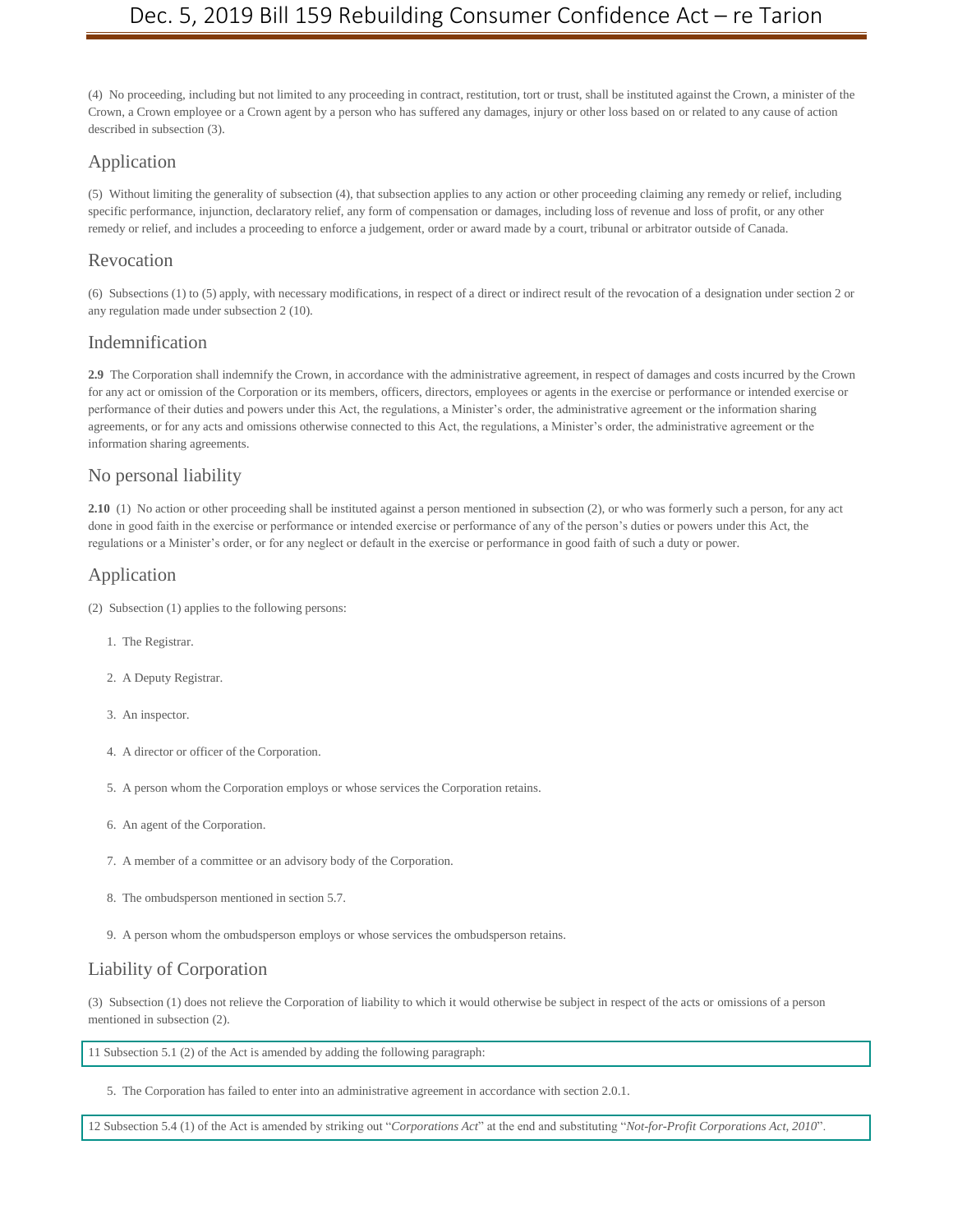(4) No proceeding, including but not limited to any proceeding in contract, restitution, tort or trust, shall be instituted against the Crown, a minister of the Crown, a Crown employee or a Crown agent by a person who has suffered any damages, injury or other loss based on or related to any cause of action described in subsection (3).

## Application

(5) Without limiting the generality of subsection (4), that subsection applies to any action or other proceeding claiming any remedy or relief, including specific performance, injunction, declaratory relief, any form of compensation or damages, including loss of revenue and loss of profit, or any other remedy or relief, and includes a proceeding to enforce a judgement, order or award made by a court, tribunal or arbitrator outside of Canada.

## Revocation

(6) Subsections (1) to (5) apply, with necessary modifications, in respect of a direct or indirect result of the revocation of a designation under section 2 or any regulation made under subsection 2 (10).

## Indemnification

**2.9** The Corporation shall indemnify the Crown, in accordance with the administrative agreement, in respect of damages and costs incurred by the Crown for any act or omission of the Corporation or its members, officers, directors, employees or agents in the exercise or performance or intended exercise or performance of their duties and powers under this Act, the regulations, a Minister's order, the administrative agreement or the information sharing agreements, or for any acts and omissions otherwise connected to this Act, the regulations, a Minister's order, the administrative agreement or the information sharing agreements.

## No personal liability

**2.10** (1) No action or other proceeding shall be instituted against a person mentioned in subsection (2), or who was formerly such a person, for any act done in good faith in the exercise or performance or intended exercise or performance of any of the person's duties or powers under this Act, the regulations or a Minister's order, or for any neglect or default in the exercise or performance in good faith of such a duty or power.

## Application

(2) Subsection (1) applies to the following persons:

1. The Registrar.
2. A Deputy Registrar.
3. An inspector.
4. A director or officer of the Corporation.
5. A person whom the Corporation employs or whose services the Corporation retains.
6. An agent of the Corporation.
7. A member of a committee or an advisory body of the Corporation.
8. The ombudsperson mentioned in section 5.7.
9. A person whom the ombudsperson employs or whose services the ombudsperson retains.

## Liability of Corporation

(3) Subsection (1) does not relieve the Corporation of liability to which it would otherwise be subject in respect of the acts or omissions of a person mentioned in subsection (2).

11 Subsection 5.1 (2) of the Act is amended by adding the following paragraph:

5. The Corporation has failed to enter into an administrative agreement in accordance with section 2.0.1.

12 Subsection 5.4 (1) of the Act is amended by striking out "*Corporations Act*" at the end and substituting "*Not-for-Profit Corporations Act, 2010*".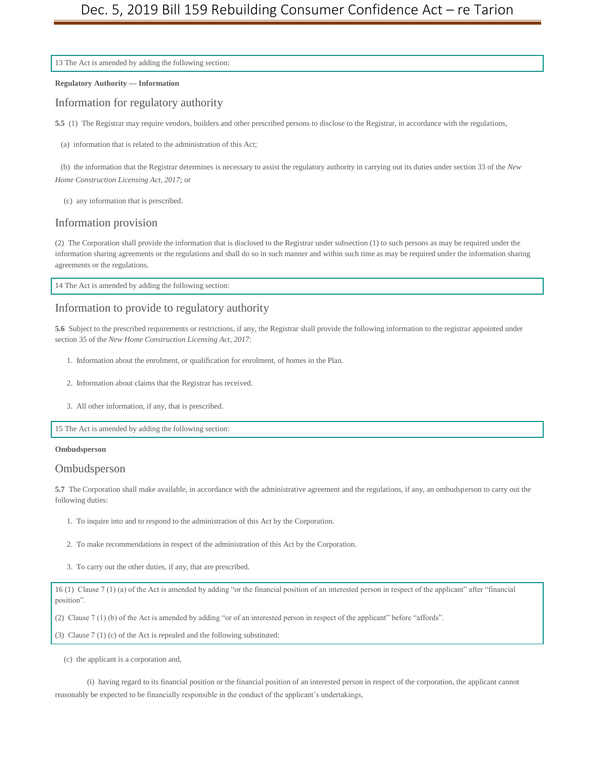13 The Act is amended by adding the following section:

**Regulatory Authority — Information**

## Information for regulatory authority

**5.5** (1) The Registrar may require vendors, builders and other prescribed persons to disclose to the Registrar, in accordance with the regulations,

(a) information that is related to the administration of this Act;

(b) the information that the Registrar determines is necessary to assist the regulatory authority in carrying out its duties under section 33 of the *New Home Construction Licensing Act, 2017*; or

(c) any information that is prescribed.

## Information provision

(2) The Corporation shall provide the information that is disclosed to the Registrar under subsection (1) to such persons as may be required under the information sharing agreements or the regulations and shall do so in such manner and within such time as may be required under the information sharing agreements or the regulations.

14 The Act is amended by adding the following section:

## Information to provide to regulatory authority

**5.6** Subject to the prescribed requirements or restrictions, if any, the Registrar shall provide the following information to the registrar appointed under section 35 of the *New Home Construction Licensing Act, 2017*:

1. Information about the enrolment, or qualification for enrolment, of homes in the Plan.
2. Information about claims that the Registrar has received.
3. All other information, if any, that is prescribed.

15 The Act is amended by adding the following section:

**Ombudsperson**

## Ombudsperson

**5.7** The Corporation shall make available, in accordance with the administrative agreement and the regulations, if any, an ombudsperson to carry out the following duties:

1. To inquire into and to respond to the administration of this Act by the Corporation.
2. To make recommendations in respect of the administration of this Act by the Corporation.
3. To carry out the other duties, if any, that are prescribed.

16 (1) Clause 7 (1) (a) of the Act is amended by adding "or the financial position of an interested person in respect of the applicant" after "financial position".

(2) Clause 7 (1) (b) of the Act is amended by adding "or of an interested person in respect of the applicant" before "affords".

(3) Clause 7 (1) (c) of the Act is repealed and the following substituted:

(c) the applicant is a corporation and,

(i) having regard to its financial position or the financial position of an interested person in respect of the corporation, the applicant cannot reasonably be expected to be financially responsible in the conduct of the applicant's undertakings,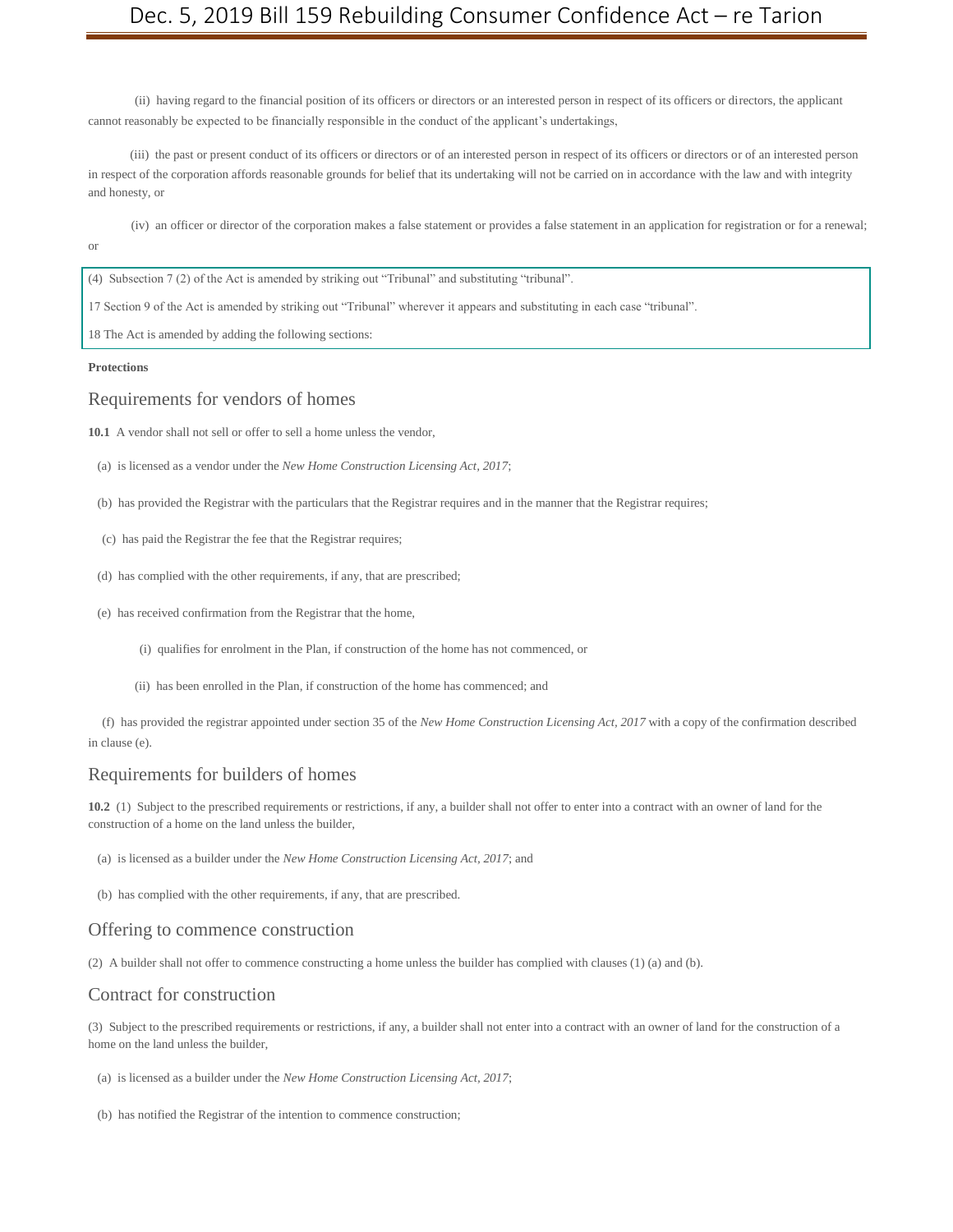(ii) having regard to the financial position of its officers or directors or an interested person in respect of its officers or directors, the applicant cannot reasonably be expected to be financially responsible in the conduct of the applicant's undertakings,

(iii) the past or present conduct of its officers or directors or of an interested person in respect of its officers or directors or of an interested person in respect of the corporation affords reasonable grounds for belief that its undertaking will not be carried on in accordance with the law and with integrity and honesty, or

(iv) an officer or director of the corporation makes a false statement or provides a false statement in an application for registration or for a renewal; or

(4) Subsection 7 (2) of the Act is amended by striking out "Tribunal" and substituting "tribunal".

17 Section 9 of the Act is amended by striking out "Tribunal" wherever it appears and substituting in each case "tribunal".

18 The Act is amended by adding the following sections:

**Protections**

## Requirements for vendors of homes

**10.1** A vendor shall not sell or offer to sell a home unless the vendor,

(a) is licensed as a vendor under the *New Home Construction Licensing Act, 2017*;

(b) has provided the Registrar with the particulars that the Registrar requires and in the manner that the Registrar requires;

(c) has paid the Registrar the fee that the Registrar requires;

(d) has complied with the other requirements, if any, that are prescribed;

(e) has received confirmation from the Registrar that the home,

(i) qualifies for enrolment in the Plan, if construction of the home has not commenced, or

(ii) has been enrolled in the Plan, if construction of the home has commenced; and

(f) has provided the registrar appointed under section 35 of the *New Home Construction Licensing Act, 2017* with a copy of the confirmation described in clause (e).

## Requirements for builders of homes

**10.2** (1) Subject to the prescribed requirements or restrictions, if any, a builder shall not offer to enter into a contract with an owner of land for the construction of a home on the land unless the builder,

(a) is licensed as a builder under the *New Home Construction Licensing Act, 2017*; and

(b) has complied with the other requirements, if any, that are prescribed.

## Offering to commence construction

(2) A builder shall not offer to commence constructing a home unless the builder has complied with clauses (1) (a) and (b).

## Contract for construction

(3) Subject to the prescribed requirements or restrictions, if any, a builder shall not enter into a contract with an owner of land for the construction of a home on the land unless the builder,

(a) is licensed as a builder under the *New Home Construction Licensing Act, 2017*;

(b) has notified the Registrar of the intention to commence construction;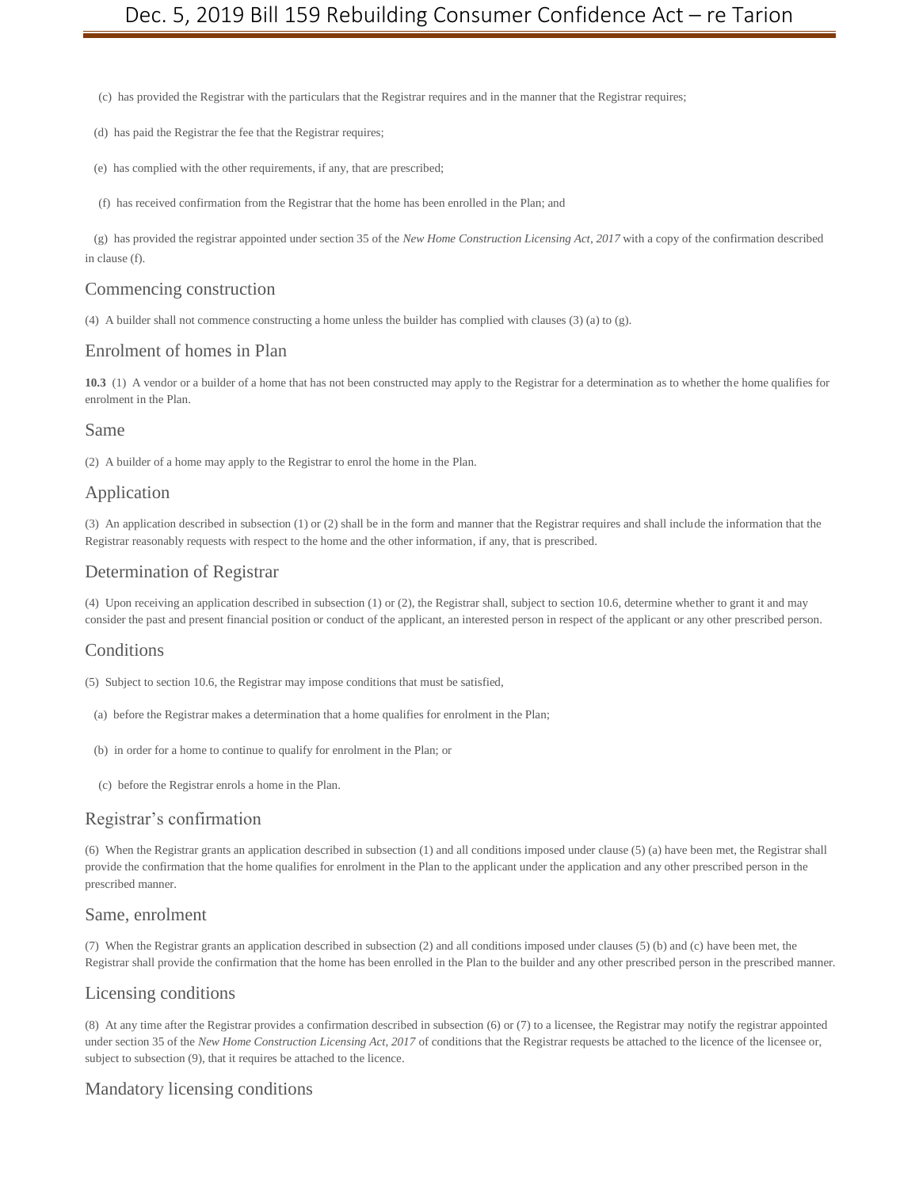(c) has provided the Registrar with the particulars that the Registrar requires and in the manner that the Registrar requires;

(d) has paid the Registrar the fee that the Registrar requires;

(e) has complied with the other requirements, if any, that are prescribed;

(f) has received confirmation from the Registrar that the home has been enrolled in the Plan; and

(g) has provided the registrar appointed under section 35 of the *New Home Construction Licensing Act, 2017* with a copy of the confirmation described in clause (f).

## Commencing construction

(4) A builder shall not commence constructing a home unless the builder has complied with clauses (3) (a) to (g).

## Enrolment of homes in Plan

**10.3** (1) A vendor or a builder of a home that has not been constructed may apply to the Registrar for a determination as to whether the home qualifies for enrolment in the Plan.

## Same

(2) A builder of a home may apply to the Registrar to enrol the home in the Plan.

## Application

(3) An application described in subsection (1) or (2) shall be in the form and manner that the Registrar requires and shall include the information that the Registrar reasonably requests with respect to the home and the other information, if any, that is prescribed.

## Determination of Registrar

(4) Upon receiving an application described in subsection (1) or (2), the Registrar shall, subject to section 10.6, determine whether to grant it and may consider the past and present financial position or conduct of the applicant, an interested person in respect of the applicant or any other prescribed person.

## Conditions

(5) Subject to section 10.6, the Registrar may impose conditions that must be satisfied,

(a) before the Registrar makes a determination that a home qualifies for enrolment in the Plan;

(b) in order for a home to continue to qualify for enrolment in the Plan; or

(c) before the Registrar enrols a home in the Plan.

## Registrar's confirmation

(6) When the Registrar grants an application described in subsection (1) and all conditions imposed under clause (5) (a) have been met, the Registrar shall provide the confirmation that the home qualifies for enrolment in the Plan to the applicant under the application and any other prescribed person in the prescribed manner.

## Same, enrolment

(7) When the Registrar grants an application described in subsection (2) and all conditions imposed under clauses (5) (b) and (c) have been met, the Registrar shall provide the confirmation that the home has been enrolled in the Plan to the builder and any other prescribed person in the prescribed manner.

## Licensing conditions

(8) At any time after the Registrar provides a confirmation described in subsection (6) or (7) to a licensee, the Registrar may notify the registrar appointed under section 35 of the *New Home Construction Licensing Act, 2017* of conditions that the Registrar requests be attached to the licence of the licensee or, subject to subsection (9), that it requires be attached to the licence.

## Mandatory licensing conditions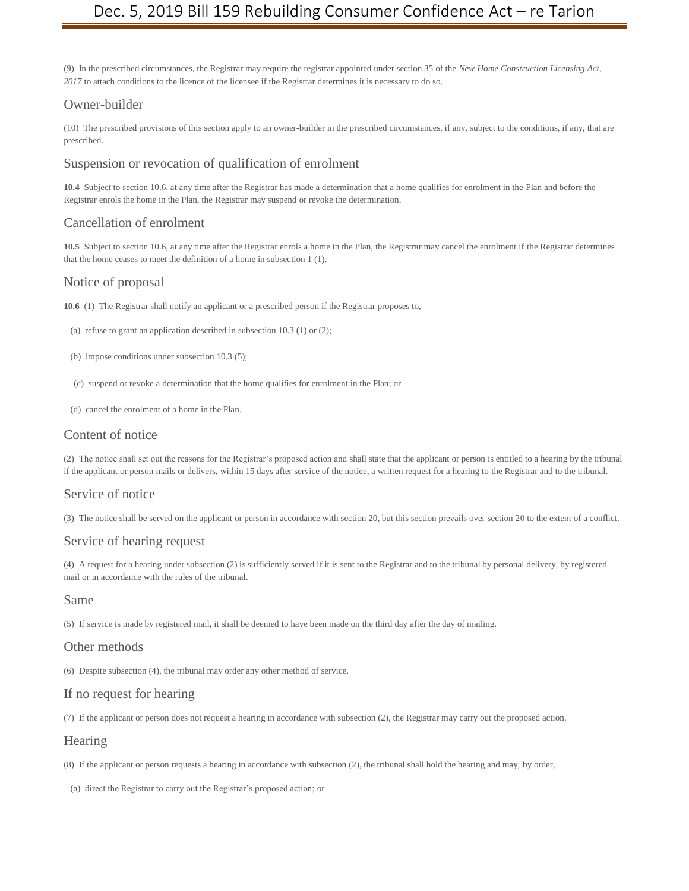(9) In the prescribed circumstances, the Registrar may require the registrar appointed under section 35 of the *New Home Construction Licensing Act, 2017* to attach conditions to the licence of the licensee if the Registrar determines it is necessary to do so.

## Owner-builder

(10) The prescribed provisions of this section apply to an owner-builder in the prescribed circumstances, if any, subject to the conditions, if any, that are prescribed.

## Suspension or revocation of qualification of enrolment

**10.4** Subject to section 10.6, at any time after the Registrar has made a determination that a home qualifies for enrolment in the Plan and before the Registrar enrols the home in the Plan, the Registrar may suspend or revoke the determination.

## Cancellation of enrolment

**10.5** Subject to section 10.6, at any time after the Registrar enrols a home in the Plan, the Registrar may cancel the enrolment if the Registrar determines that the home ceases to meet the definition of a home in subsection 1 (1).

## Notice of proposal

**10.6** (1) The Registrar shall notify an applicant or a prescribed person if the Registrar proposes to,

(a) refuse to grant an application described in subsection 10.3 (1) or (2);

(b) impose conditions under subsection 10.3 (5);

(c) suspend or revoke a determination that the home qualifies for enrolment in the Plan; or

(d) cancel the enrolment of a home in the Plan.

## Content of notice

(2) The notice shall set out the reasons for the Registrar's proposed action and shall state that the applicant or person is entitled to a hearing by the tribunal if the applicant or person mails or delivers, within 15 days after service of the notice, a written request for a hearing to the Registrar and to the tribunal.

## Service of notice

(3) The notice shall be served on the applicant or person in accordance with section 20, but this section prevails over section 20 to the extent of a conflict.

## Service of hearing request

(4) A request for a hearing under subsection (2) is sufficiently served if it is sent to the Registrar and to the tribunal by personal delivery, by registered mail or in accordance with the rules of the tribunal.

## Same

(5) If service is made by registered mail, it shall be deemed to have been made on the third day after the day of mailing.

## Other methods

(6) Despite subsection (4), the tribunal may order any other method of service.

## If no request for hearing

(7) If the applicant or person does not request a hearing in accordance with subsection (2), the Registrar may carry out the proposed action.

## Hearing

(8) If the applicant or person requests a hearing in accordance with subsection (2), the tribunal shall hold the hearing and may, by order,

(a) direct the Registrar to carry out the Registrar's proposed action; or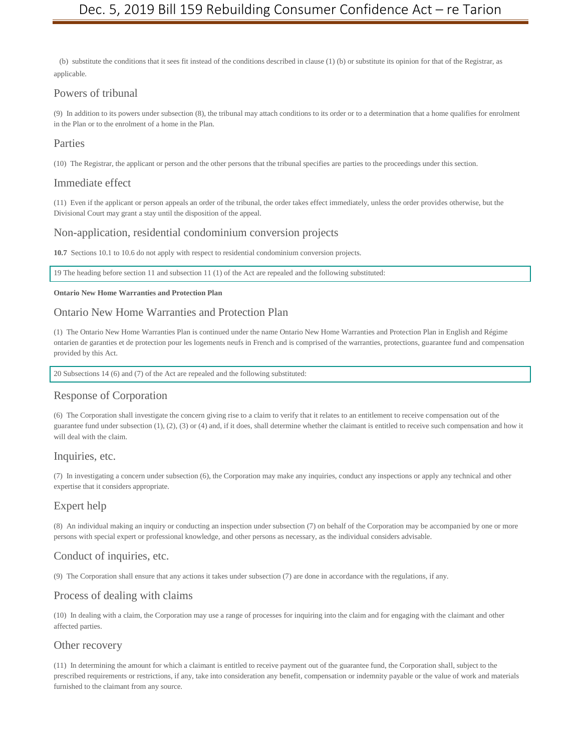(b) substitute the conditions that it sees fit instead of the conditions described in clause (1) (b) or substitute its opinion for that of the Registrar, as applicable.

## Powers of tribunal

(9) In addition to its powers under subsection (8), the tribunal may attach conditions to its order or to a determination that a home qualifies for enrolment in the Plan or to the enrolment of a home in the Plan.

## Parties

(10) The Registrar, the applicant or person and the other persons that the tribunal specifies are parties to the proceedings under this section.

## Immediate effect

(11) Even if the applicant or person appeals an order of the tribunal, the order takes effect immediately, unless the order provides otherwise, but the Divisional Court may grant a stay until the disposition of the appeal.

## Non-application, residential condominium conversion projects

**10.7** Sections 10.1 to 10.6 do not apply with respect to residential condominium conversion projects.

19 The heading before section 11 and subsection 11 (1) of the Act are repealed and the following substituted:

**Ontario New Home Warranties and Protection Plan**

## Ontario New Home Warranties and Protection Plan

(1) The Ontario New Home Warranties Plan is continued under the name Ontario New Home Warranties and Protection Plan in English and Régime ontarien de garanties et de protection pour les logements neufs in French and is comprised of the warranties, protections, guarantee fund and compensation provided by this Act.

20 Subsections 14 (6) and (7) of the Act are repealed and the following substituted:

## Response of Corporation

(6) The Corporation shall investigate the concern giving rise to a claim to verify that it relates to an entitlement to receive compensation out of the guarantee fund under subsection (1), (2), (3) or (4) and, if it does, shall determine whether the claimant is entitled to receive such compensation and how it will deal with the claim.

## Inquiries, etc.

(7) In investigating a concern under subsection (6), the Corporation may make any inquiries, conduct any inspections or apply any technical and other expertise that it considers appropriate.

## Expert help

(8) An individual making an inquiry or conducting an inspection under subsection (7) on behalf of the Corporation may be accompanied by one or more persons with special expert or professional knowledge, and other persons as necessary, as the individual considers advisable.

## Conduct of inquiries, etc.

(9) The Corporation shall ensure that any actions it takes under subsection (7) are done in accordance with the regulations, if any.

## Process of dealing with claims

(10) In dealing with a claim, the Corporation may use a range of processes for inquiring into the claim and for engaging with the claimant and other affected parties.

## Other recovery

(11) In determining the amount for which a claimant is entitled to receive payment out of the guarantee fund, the Corporation shall, subject to the prescribed requirements or restrictions, if any, take into consideration any benefit, compensation or indemnity payable or the value of work and materials furnished to the claimant from any source.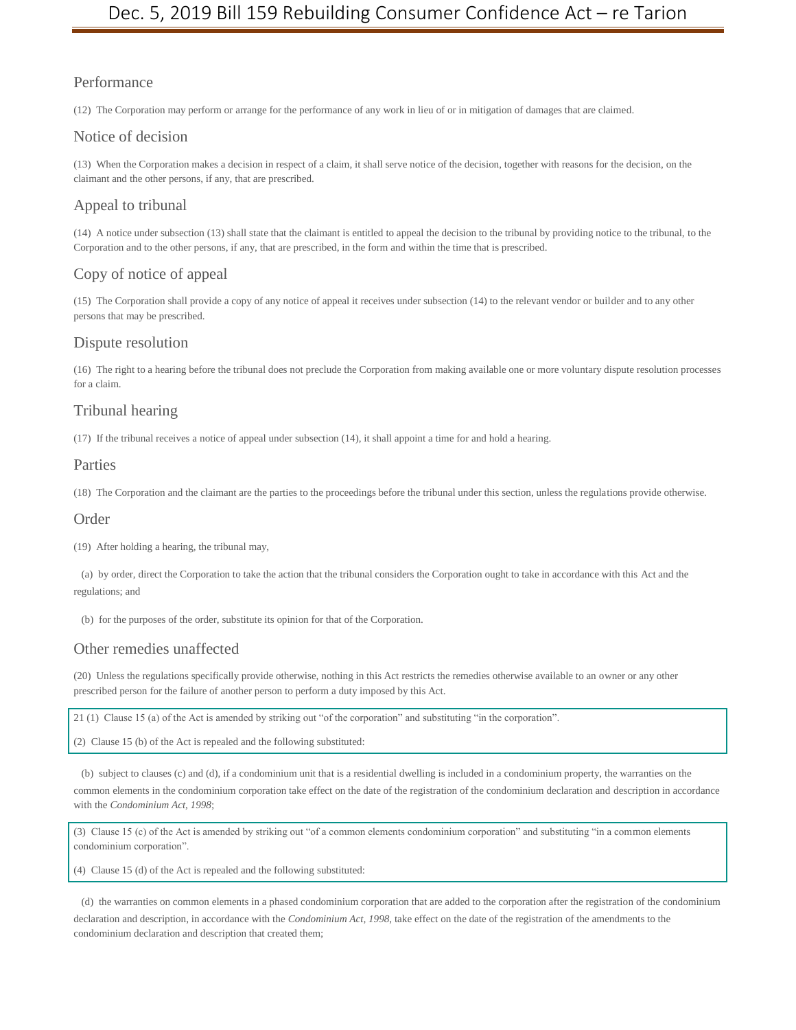### Performance

(12) The Corporation may perform or arrange for the performance of any work in lieu of or in mitigation of damages that are claimed.

### Notice of decision

(13) When the Corporation makes a decision in respect of a claim, it shall serve notice of the decision, together with reasons for the decision, on the claimant and the other persons, if any, that are prescribed.

### Appeal to tribunal

(14) A notice under subsection (13) shall state that the claimant is entitled to appeal the decision to the tribunal by providing notice to the tribunal, to the Corporation and to the other persons, if any, that are prescribed, in the form and within the time that is prescribed.

### Copy of notice of appeal

(15) The Corporation shall provide a copy of any notice of appeal it receives under subsection (14) to the relevant vendor or builder and to any other persons that may be prescribed.

### Dispute resolution

(16) The right to a hearing before the tribunal does not preclude the Corporation from making available one or more voluntary dispute resolution processes for a claim.

### Tribunal hearing

(17) If the tribunal receives a notice of appeal under subsection (14), it shall appoint a time for and hold a hearing.

### Parties

(18) The Corporation and the claimant are the parties to the proceedings before the tribunal under this section, unless the regulations provide otherwise.

### Order

(19) After holding a hearing, the tribunal may,

(a) by order, direct the Corporation to take the action that the tribunal considers the Corporation ought to take in accordance with this Act and the regulations; and

(b) for the purposes of the order, substitute its opinion for that of the Corporation.

### Other remedies unaffected

(20) Unless the regulations specifically provide otherwise, nothing in this Act restricts the remedies otherwise available to an owner or any other prescribed person for the failure of another person to perform a duty imposed by this Act.

21 (1) Clause 15 (a) of the Act is amended by striking out "of the corporation" and substituting "in the corporation".

(2) Clause 15 (b) of the Act is repealed and the following substituted:

(b) subject to clauses (c) and (d), if a condominium unit that is a residential dwelling is included in a condominium property, the warranties on the common elements in the condominium corporation take effect on the date of the registration of the condominium declaration and description in accordance with the *Condominium Act, 1998*;

(3) Clause 15 (c) of the Act is amended by striking out "of a common elements condominium corporation" and substituting "in a common elements condominium corporation".

(4) Clause 15 (d) of the Act is repealed and the following substituted:

(d) the warranties on common elements in a phased condominium corporation that are added to the corporation after the registration of the condominium declaration and description, in accordance with the *Condominium Act, 1998*, take effect on the date of the registration of the amendments to the condominium declaration and description that created them;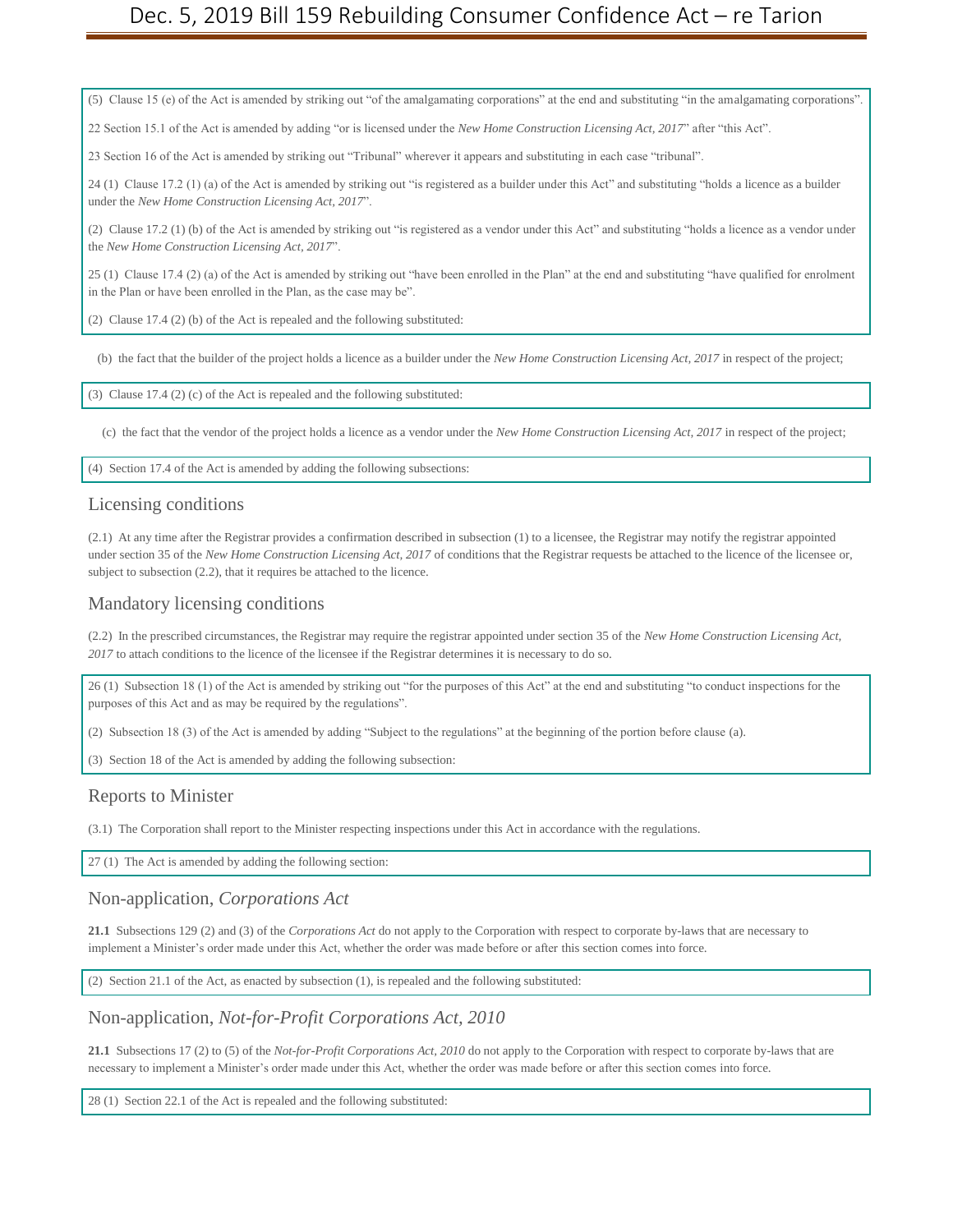(5) Clause 15 (e) of the Act is amended by striking out "of the amalgamating corporations" at the end and substituting "in the amalgamating corporations".

22 Section 15.1 of the Act is amended by adding "or is licensed under the *New Home Construction Licensing Act, 2017*" after "this Act".

23 Section 16 of the Act is amended by striking out "Tribunal" wherever it appears and substituting in each case "tribunal".

24 (1) Clause 17.2 (1) (a) of the Act is amended by striking out "is registered as a builder under this Act" and substituting "holds a licence as a builder under the *New Home Construction Licensing Act, 2017*".

(2) Clause 17.2 (1) (b) of the Act is amended by striking out "is registered as a vendor under this Act" and substituting "holds a licence as a vendor under the *New Home Construction Licensing Act, 2017*".

25 (1) Clause 17.4 (2) (a) of the Act is amended by striking out "have been enrolled in the Plan" at the end and substituting "have qualified for enrolment in the Plan or have been enrolled in the Plan, as the case may be".

(2) Clause 17.4 (2) (b) of the Act is repealed and the following substituted:

(b) the fact that the builder of the project holds a licence as a builder under the *New Home Construction Licensing Act, 2017* in respect of the project;

(3) Clause 17.4 (2) (c) of the Act is repealed and the following substituted:

(c) the fact that the vendor of the project holds a licence as a vendor under the *New Home Construction Licensing Act, 2017* in respect of the project;

(4) Section 17.4 of the Act is amended by adding the following subsections:

## Licensing conditions

(2.1) At any time after the Registrar provides a confirmation described in subsection (1) to a licensee, the Registrar may notify the registrar appointed under section 35 of the *New Home Construction Licensing Act, 2017* of conditions that the Registrar requests be attached to the licence of the licensee or, subject to subsection (2.2), that it requires be attached to the licence.

## Mandatory licensing conditions

(2.2) In the prescribed circumstances, the Registrar may require the registrar appointed under section 35 of the *New Home Construction Licensing Act, 2017* to attach conditions to the licence of the licensee if the Registrar determines it is necessary to do so.

26 (1) Subsection 18 (1) of the Act is amended by striking out "for the purposes of this Act" at the end and substituting "to conduct inspections for the purposes of this Act and as may be required by the regulations".

(2) Subsection 18 (3) of the Act is amended by adding "Subject to the regulations" at the beginning of the portion before clause (a).

(3) Section 18 of the Act is amended by adding the following subsection:

## Reports to Minister

(3.1) The Corporation shall report to the Minister respecting inspections under this Act in accordance with the regulations.

27 (1) The Act is amended by adding the following section:

## Non-application, *Corporations Act*

**21.1** Subsections 129 (2) and (3) of the *Corporations Act* do not apply to the Corporation with respect to corporate by-laws that are necessary to implement a Minister's order made under this Act, whether the order was made before or after this section comes into force.

(2) Section 21.1 of the Act, as enacted by subsection (1), is repealed and the following substituted:

## Non-application, *Not-for-Profit Corporations Act, 2010*

**21.1** Subsections 17 (2) to (5) of the *Not-for-Profit Corporations Act, 2010* do not apply to the Corporation with respect to corporate by-laws that are necessary to implement a Minister's order made under this Act, whether the order was made before or after this section comes into force.

28 (1) Section 22.1 of the Act is repealed and the following substituted: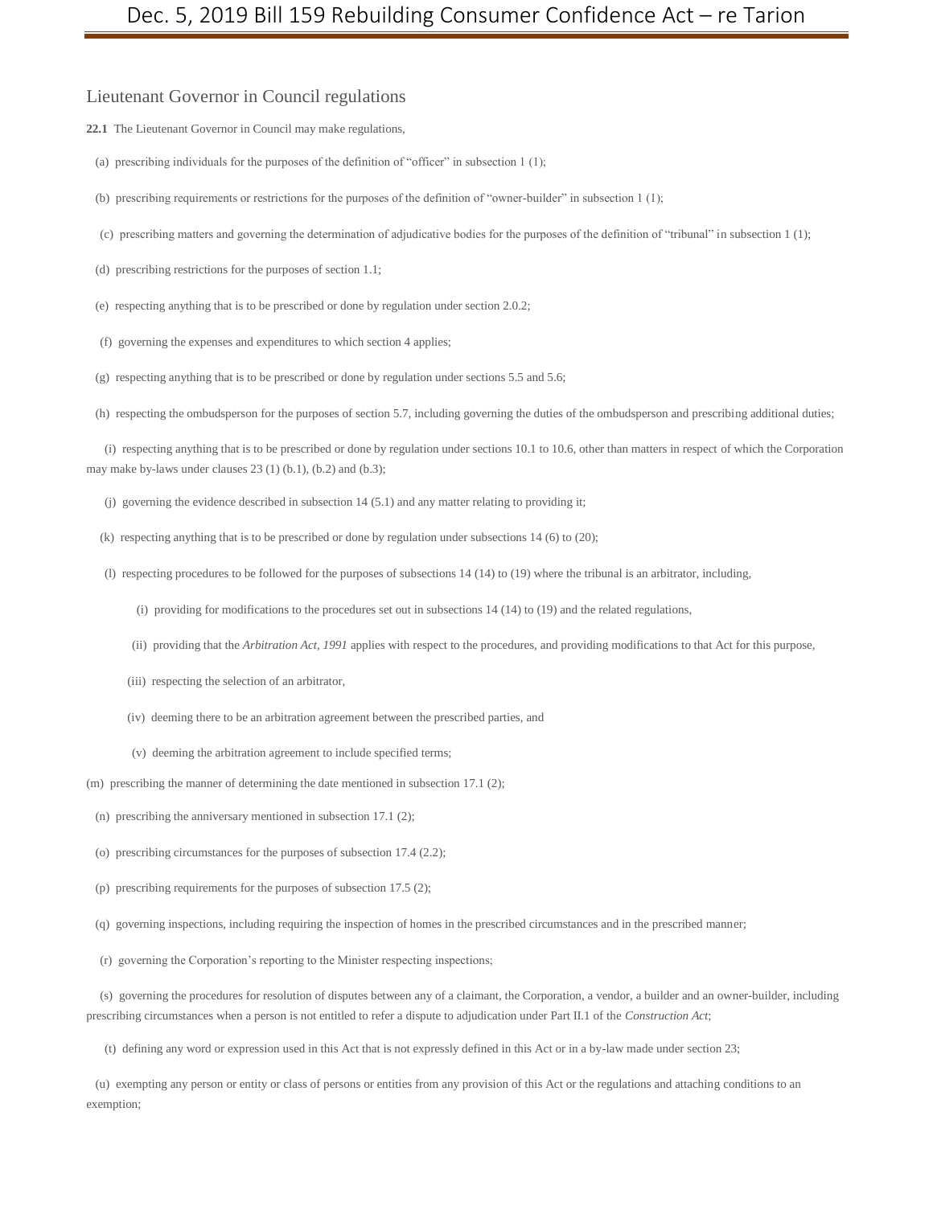## Lieutenant Governor in Council regulations

**22.1** The Lieutenant Governor in Council may make regulations,

(a) prescribing individuals for the purposes of the definition of "officer" in subsection 1 (1);

(b) prescribing requirements or restrictions for the purposes of the definition of "owner-builder" in subsection 1 (1);

(c) prescribing matters and governing the determination of adjudicative bodies for the purposes of the definition of "tribunal" in subsection 1 (1);

(d) prescribing restrictions for the purposes of section 1.1;

(e) respecting anything that is to be prescribed or done by regulation under section 2.0.2;

(f) governing the expenses and expenditures to which section 4 applies;

(g) respecting anything that is to be prescribed or done by regulation under sections 5.5 and 5.6;

(h) respecting the ombudsperson for the purposes of section 5.7, including governing the duties of the ombudsperson and prescribing additional duties;

(i) respecting anything that is to be prescribed or done by regulation under sections 10.1 to 10.6, other than matters in respect of which the Corporation may make by-laws under clauses 23 (1) (b.1), (b.2) and (b.3);

(j) governing the evidence described in subsection 14 (5.1) and any matter relating to providing it;

(k) respecting anything that is to be prescribed or done by regulation under subsections 14 (6) to (20);

(l) respecting procedures to be followed for the purposes of subsections 14 (14) to (19) where the tribunal is an arbitrator, including,

(i) providing for modifications to the procedures set out in subsections 14 (14) to (19) and the related regulations,

(ii) providing that the *Arbitration Act, 1991* applies with respect to the procedures, and providing modifications to that Act for this purpose,

(iii) respecting the selection of an arbitrator,

(iv) deeming there to be an arbitration agreement between the prescribed parties, and

(v) deeming the arbitration agreement to include specified terms;

(m) prescribing the manner of determining the date mentioned in subsection 17.1 (2);

(n) prescribing the anniversary mentioned in subsection 17.1 (2);

(o) prescribing circumstances for the purposes of subsection 17.4 (2.2);

(p) prescribing requirements for the purposes of subsection 17.5 (2);

(q) governing inspections, including requiring the inspection of homes in the prescribed circumstances and in the prescribed manner;

(r) governing the Corporation's reporting to the Minister respecting inspections;

(s) governing the procedures for resolution of disputes between any of a claimant, the Corporation, a vendor, a builder and an owner-builder, including prescribing circumstances when a person is not entitled to refer a dispute to adjudication under Part II.1 of the *Construction Act*;

(t) defining any word or expression used in this Act that is not expressly defined in this Act or in a by-law made under section 23;

(u) exempting any person or entity or class of persons or entities from any provision of this Act or the regulations and attaching conditions to an exemption;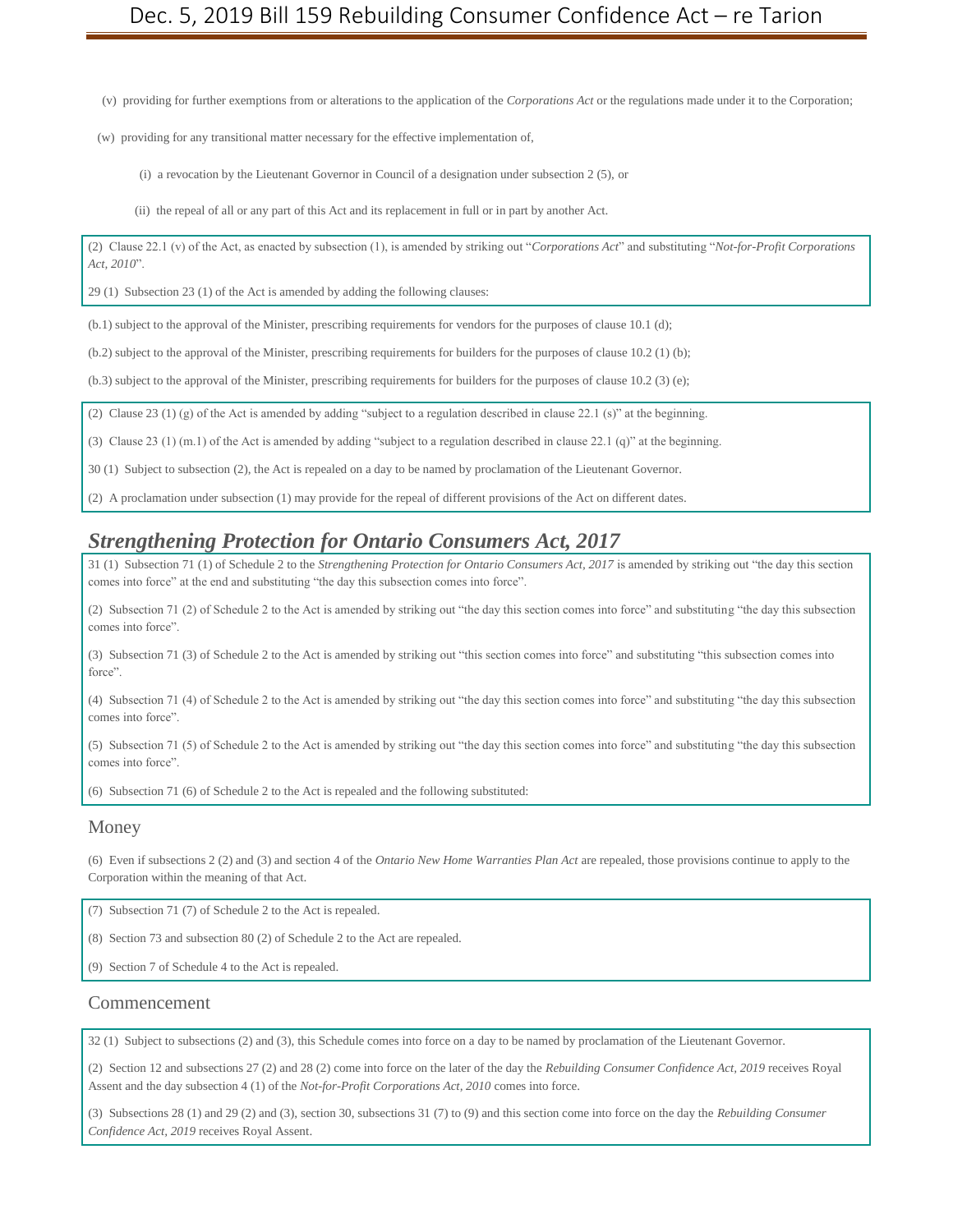(v) providing for further exemptions from or alterations to the application of the *Corporations Act* or the regulations made under it to the Corporation;

(w) providing for any transitional matter necessary for the effective implementation of,

(i) a revocation by the Lieutenant Governor in Council of a designation under subsection 2 (5), or

(ii) the repeal of all or any part of this Act and its replacement in full or in part by another Act.

(2) Clause 22.1 (v) of the Act, as enacted by subsection (1), is amended by striking out "*Corporations Act*" and substituting "*Not-for-Profit Corporations Act, 2010*".

29 (1) Subsection 23 (1) of the Act is amended by adding the following clauses:

(b.1) subject to the approval of the Minister, prescribing requirements for vendors for the purposes of clause 10.1 (d);

(b.2) subject to the approval of the Minister, prescribing requirements for builders for the purposes of clause 10.2 (1) (b);

(b.3) subject to the approval of the Minister, prescribing requirements for builders for the purposes of clause 10.2 (3) (e);

(2) Clause 23 (1) (g) of the Act is amended by adding "subject to a regulation described in clause 22.1 (s)" at the beginning.

(3) Clause 23 (1) (m.1) of the Act is amended by adding "subject to a regulation described in clause 22.1 (q)" at the beginning.

30 (1) Subject to subsection (2), the Act is repealed on a day to be named by proclamation of the Lieutenant Governor.

(2) A proclamation under subsection (1) may provide for the repeal of different provisions of the Act on different dates.

## *Strengthening Protection for Ontario Consumers Act, 2017*

31 (1) Subsection 71 (1) of Schedule 2 to the *Strengthening Protection for Ontario Consumers Act, 2017* is amended by striking out "the day this section comes into force" at the end and substituting "the day this subsection comes into force".

(2) Subsection 71 (2) of Schedule 2 to the Act is amended by striking out "the day this section comes into force" and substituting "the day this subsection comes into force".

(3) Subsection 71 (3) of Schedule 2 to the Act is amended by striking out "this section comes into force" and substituting "this subsection comes into force".

(4) Subsection 71 (4) of Schedule 2 to the Act is amended by striking out "the day this section comes into force" and substituting "the day this subsection comes into force".

(5) Subsection 71 (5) of Schedule 2 to the Act is amended by striking out "the day this section comes into force" and substituting "the day this subsection comes into force".

(6) Subsection 71 (6) of Schedule 2 to the Act is repealed and the following substituted:

### Money

(6) Even if subsections 2 (2) and (3) and section 4 of the *Ontario New Home Warranties Plan Act* are repealed, those provisions continue to apply to the Corporation within the meaning of that Act.

(7) Subsection 71 (7) of Schedule 2 to the Act is repealed.

(8) Section 73 and subsection 80 (2) of Schedule 2 to the Act are repealed.

(9) Section 7 of Schedule 4 to the Act is repealed.

### Commencement

32 (1) Subject to subsections (2) and (3), this Schedule comes into force on a day to be named by proclamation of the Lieutenant Governor.

(2) Section 12 and subsections 27 (2) and 28 (2) come into force on the later of the day the *Rebuilding Consumer Confidence Act, 2019* receives Royal Assent and the day subsection 4 (1) of the *Not-for-Profit Corporations Act, 2010* comes into force.

(3) Subsections 28 (1) and 29 (2) and (3), section 30, subsections 31 (7) to (9) and this section come into force on the day the *Rebuilding Consumer Confidence Act, 2019* receives Royal Assent.